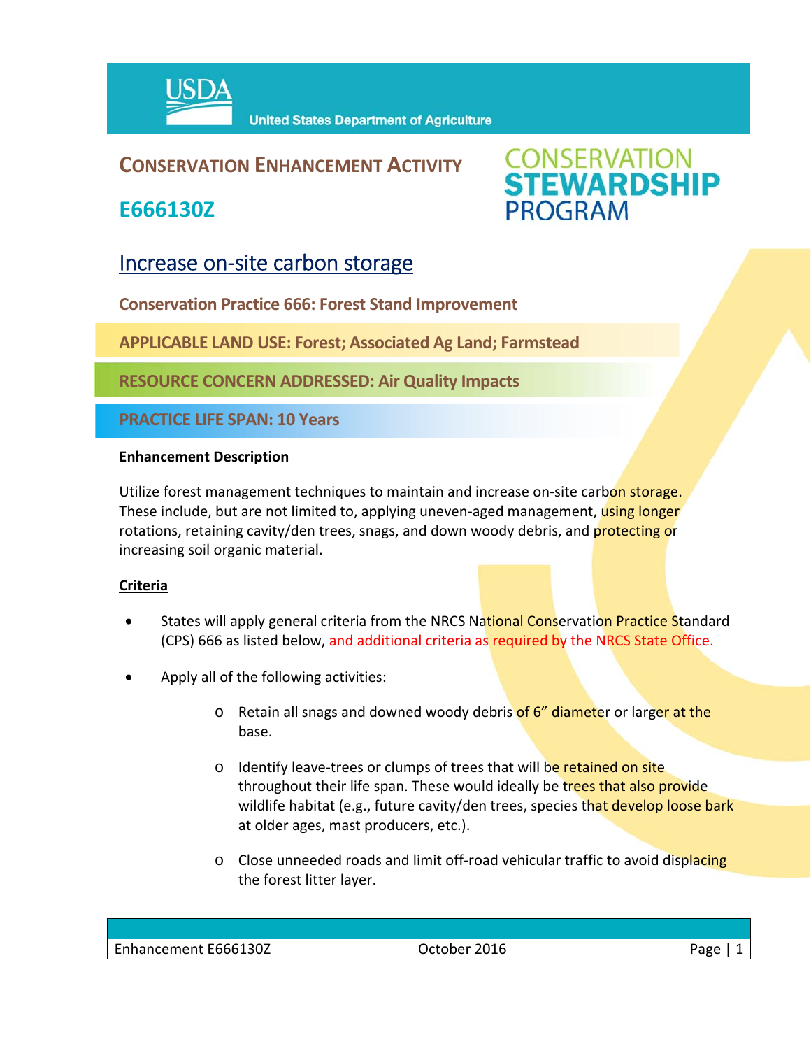USDA United States Department of Agriculture

# CONSERVATION ENHANCEMENT ACTIVITY

## E666130Z

CONSERVATION STEWARDSHIP PROGRAM

## Increase on-site carbon storage

**Conservation Practice 666: Forest Stand Improvement**

**APPLICABLE LAND USE: Forest; Associated Ag Land; Farmstead**

**RESOURCE CONCERN ADDRESSED: Air Quality Impacts**

**PRACTICE LIFE SPAN: 10 Years**

**Enhancement Description**

Utilize forest management techniques to maintain and increase on-site carbon storage. These include, but are not limited to, applying uneven-aged management, using longer rotations, retaining cavity/den trees, snags, and down woody debris, and protecting or increasing soil organic material.

**Criteria**

- States will apply general criteria from the NRCS National Conservation Practice Standard (CPS) 666 as listed below, and additional criteria as required by the NRCS State Office.
- Apply all of the following activities:
    - Retain all snags and downed woody debris of 6" diameter or larger at the base.
    - Identify leave-trees or clumps of trees that will be retained on site throughout their life span. These would ideally be trees that also provide wildlife habitat (e.g., future cavity/den trees, species that develop loose bark at older ages, mast producers, etc.).
    - Close unneeded roads and limit off-road vehicular traffic to avoid displacing the forest litter layer.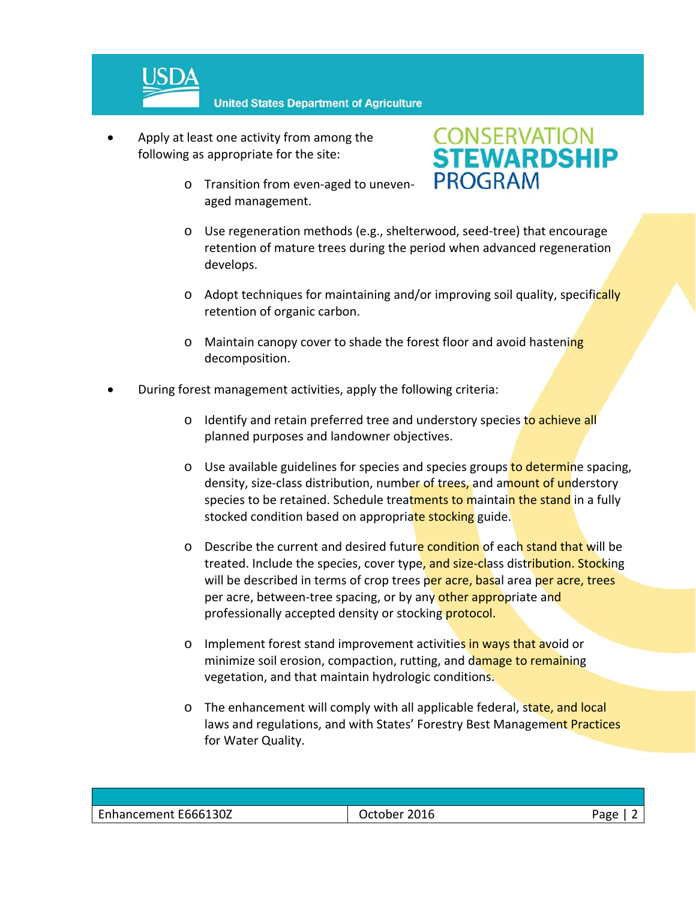- Apply at least one activity from among the following as appropriate for the site:
  - Transition from even-aged to uneven-aged management.
  - Use regeneration methods (e.g., shelterwood, seed-tree) that encourage retention of mature trees during the period when advanced regeneration develops.
  - Adopt techniques for maintaining and/or improving soil quality, specifically retention of organic carbon.
  - Maintain canopy cover to shade the forest floor and avoid hastening decomposition.
- During forest management activities, apply the following criteria:
  - Identify and retain preferred tree and understory species to achieve all planned purposes and landowner objectives.
  - Use available guidelines for species and species groups to determine spacing, density, size-class distribution, number of trees, and amount of understory species to be retained. Schedule treatments to maintain the stand in a fully stocked condition based on appropriate stocking guide.
  - Describe the current and desired future condition of each stand that will be treated. Include the species, cover type, and size-class distribution. Stocking will be described in terms of crop trees per acre, basal area per acre, trees per acre, between-tree spacing, or by any other appropriate and professionally accepted density or stocking protocol.
  - Implement forest stand improvement activities in ways that avoid or minimize soil erosion, compaction, rutting, and damage to remaining vegetation, and that maintain hydrologic conditions.
  - The enhancement will comply with all applicable federal, state, and local laws and regulations, and with States' Forestry Best Management Practices for Water Quality.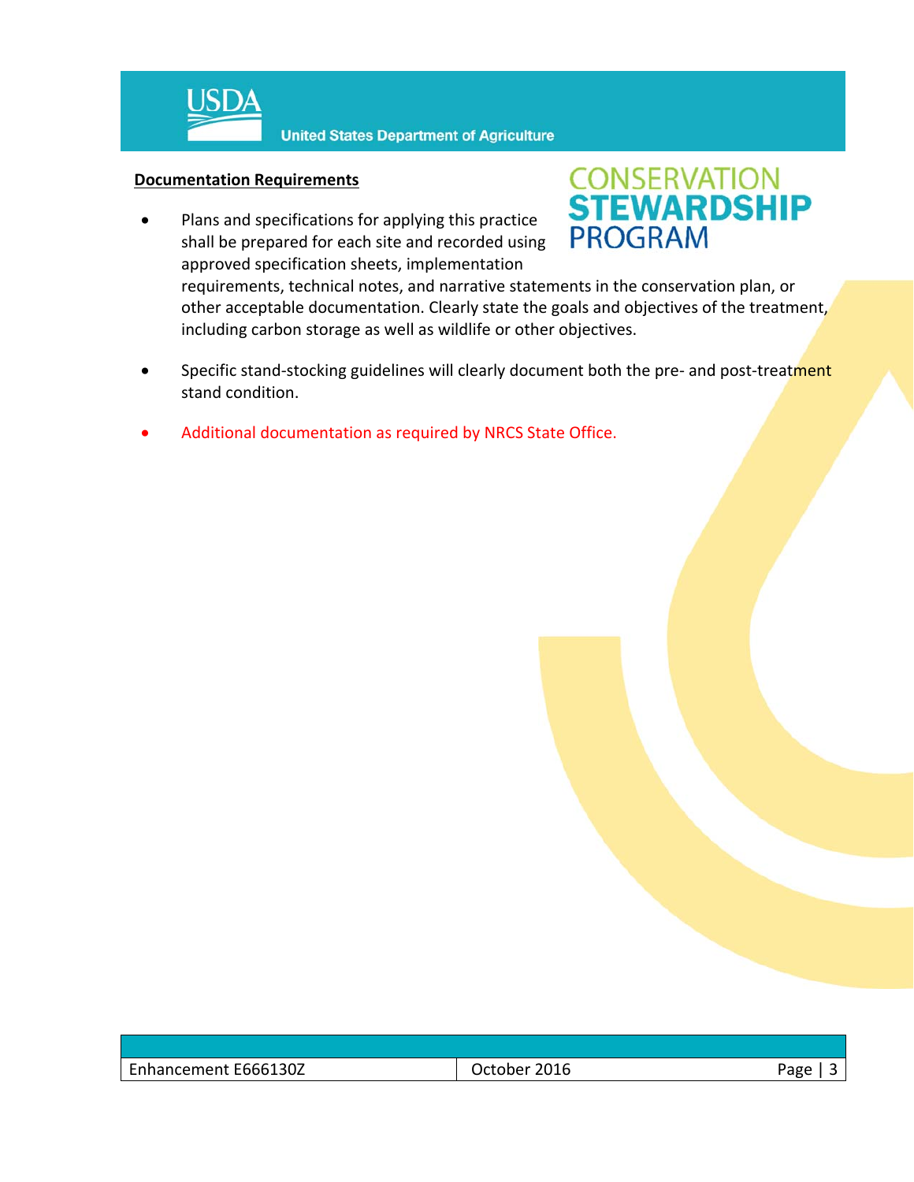**Documentation Requirements**

- Plans and specifications for applying this practice shall be prepared for each site and recorded using approved specification sheets, implementation requirements, technical notes, and narrative statements in the conservation plan, or other acceptable documentation. Clearly state the goals and objectives of the treatment, including carbon storage as well as wildlife or other objectives.
- Specific stand-stocking guidelines will clearly document both the pre- and post-treatment stand condition.
- Additional documentation as required by NRCS State Office.